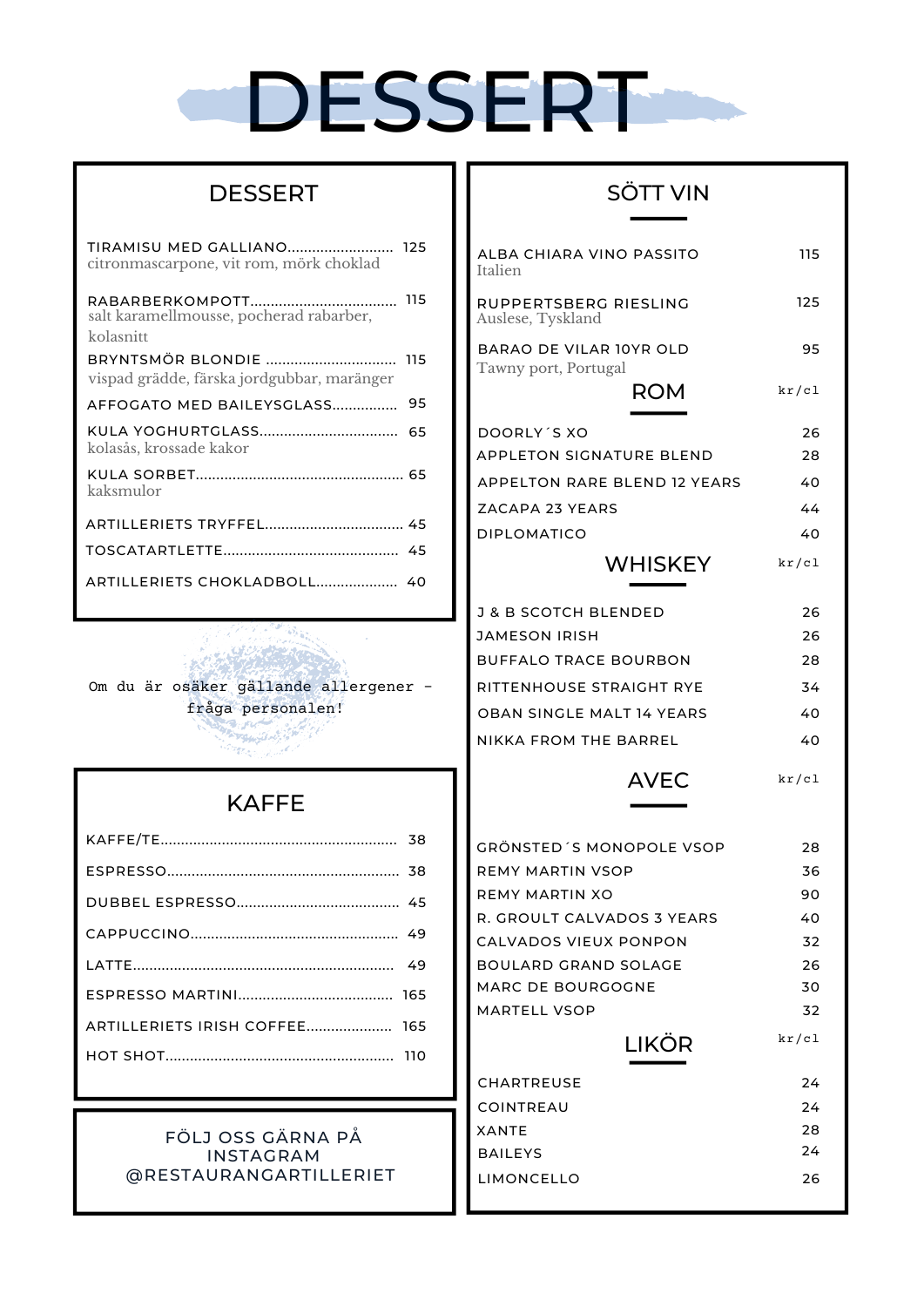# DESSERT

## DESSERT

**TIRAMISU MED GALLIANO** .......... 125
citronmascarpone, vit rom, mörk choklad

**RABARBERKOMPOTT** .......... 115
salt karamellmousse, pocherad rabarber, kolasnitt

**BRYNTSMÖR BLONDIE** .......... 115
vispad grädde, färska jordgubbar, maränger

**AFFOGATO MED BAILEYSGLASS** .......... 95

**KULA YOGHURTGLASS** .......... 65
kolasås, krossade kakor

**KULA SORBET** .......... 65
kaksmulor

**ARTILLERIETS TRYFFEL** .......... 45

**TOSCATARTLETTE** .......... 45

**ARTILLERIETS CHOKLADBOLL** .......... 40

Om du är osäker gällande allergener - fråga personalen!

## KAFFE

- KAFFE/TE .......... 38
- ESPRESSO .......... 38
- DUBBEL ESPRESSO .......... 45
- CAPPUCCINO .......... 49
- LATTE .......... 49
- ESPRESSO MARTINI .......... 165
- ARTILLERIETS IRISH COFFEE .......... 165
- HOT SHOT .......... 110

FÖLJ OSS GÄRNA PÅ INSTAGRAM @RESTAURANGARTILLERIET

## SÖTT VIN

| | |
|---|---|
| ALBA CHIARA VINO PASSITO<br>Italien | 115 |
| RUPPERTSBERG RIESLING<br>Auslese, Tyskland | 125 |
| BARAO DE VILAR 10YR OLD<br>Tawny port, Portugal | 95 |

## ROM

| | kr/cl |
|---|---|
| DOORLY´S XO | 26 |
| APPLETON SIGNATURE BLEND | 28 |
| APPELTON RARE BLEND 12 YEARS | 40 |
| ZACAPA 23 YEARS | 44 |
| DIPLOMATICO | 40 |

## WHISKEY

| | kr/cl |
|---|---|
| J & B SCOTCH BLENDED | 26 |
| JAMESON IRISH | 26 |
| BUFFALO TRACE BOURBON | 28 |
| RITTENHOUSE STRAIGHT RYE | 34 |
| OBAN SINGLE MALT 14 YEARS | 40 |
| NIKKA FROM THE BARREL | 40 |

## AVEC

| | kr/cl |
|---|---|
| GRÖNSTED´S MONOPOLE VSOP | 28 |
| REMY MARTIN VSOP | 36 |
| REMY MARTIN XO | 90 |
| R. GROULT CALVADOS 3 YEARS | 40 |
| CALVADOS VIEUX PONPON | 32 |
| BOULARD GRAND SOLAGE | 26 |
| MARC DE BOURGOGNE | 30 |
| MARTELL VSOP | 32 |

## LIKÖR

| | kr/cl |
|---|---|
| CHARTREUSE | 24 |
| COINTREAU | 24 |
| XANTE | 28 |
| BAILEYS | 24 |
| LIMONCELLO | 26 |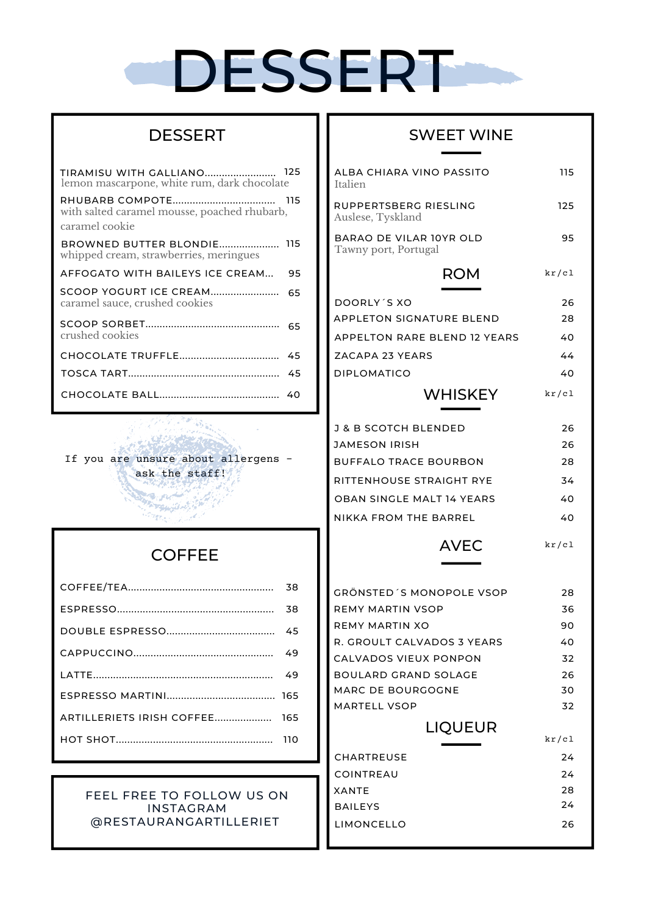# DESSERT

## DESSERT

| | |
|---|---|
| TIRAMISU WITH GALLIANO<br>lemon mascarpone, white rum, dark chocolate | 125 |
| RHUBARB COMPOTE<br>with salted caramel mousse, poached rhubarb, caramel cookie | 115 |
| BROWNED BUTTER BLONDIE<br>whipped cream, strawberries, meringues | 115 |
| AFFOGATO WITH BAILEYS ICE CREAM | 95 |
| SCOOP YOGURT ICE CREAM<br>caramel sauce, crushed cookies | 65 |
| SCOOP SORBET<br>crushed cookies | 65 |
| CHOCOLATE TRUFFLE | 45 |
| TOSCA TART | 45 |
| CHOCOLATE BALL | 40 |

If you are unsure about allergens - ask the staff!

## COFFEE

| | |
|---|---|
| COFFEE/TEA | 38 |
| ESPRESSO | 38 |
| DOUBLE ESPRESSO | 45 |
| CAPPUCCINO | 49 |
| LATTE | 49 |
| ESPRESSO MARTINI | 165 |
| ARTILLERIETS IRISH COFFEE | 165 |
| HOT SHOT | 110 |

FEEL FREE TO FOLLOW US ON INSTAGRAM @RESTAURANGARTILLERIET

## SWEET WINE

| | |
|---|---|
| ALBA CHIARA VINO PASSITO<br>Italien | 115 |
| RUPPERTSBERG RIESLING<br>Auslese, Tyskland | 125 |
| BARAO DE VILAR 10YR OLD<br>Tawny port, Portugal | 95 |

## ROM

| | kr/cl |
|---|---|
| DOORLY´S XO | 26 |
| APPLETON SIGNATURE BLEND | 28 |
| APPELTON RARE BLEND 12 YEARS | 40 |
| ZACAPA 23 YEARS | 44 |
| DIPLOMATICO | 40 |

## WHISKEY

| | kr/cl |
|---|---|
| J & B SCOTCH BLENDED | 26 |
| JAMESON IRISH | 26 |
| BUFFALO TRACE BOURBON | 28 |
| RITTENHOUSE STRAIGHT RYE | 34 |
| OBAN SINGLE MALT 14 YEARS | 40 |
| NIKKA FROM THE BARREL | 40 |

## AVEC

| | kr/cl |
|---|---|
| GRÖNSTED´S MONOPOLE VSOP | 28 |
| REMY MARTIN VSOP | 36 |
| REMY MARTIN XO | 90 |
| R. GROULT CALVADOS 3 YEARS | 40 |
| CALVADOS VIEUX PONPON | 32 |
| BOULARD GRAND SOLAGE | 26 |
| MARC DE BOURGOGNE | 30 |
| MARTELL VSOP | 32 |

## LIQUEUR

| | kr/cl |
|---|---|
| CHARTREUSE | 24 |
| COINTREAU | 24 |
| XANTE | 28 |
| BAILEYS | 24 |
| LIMONCELLO | 26 |